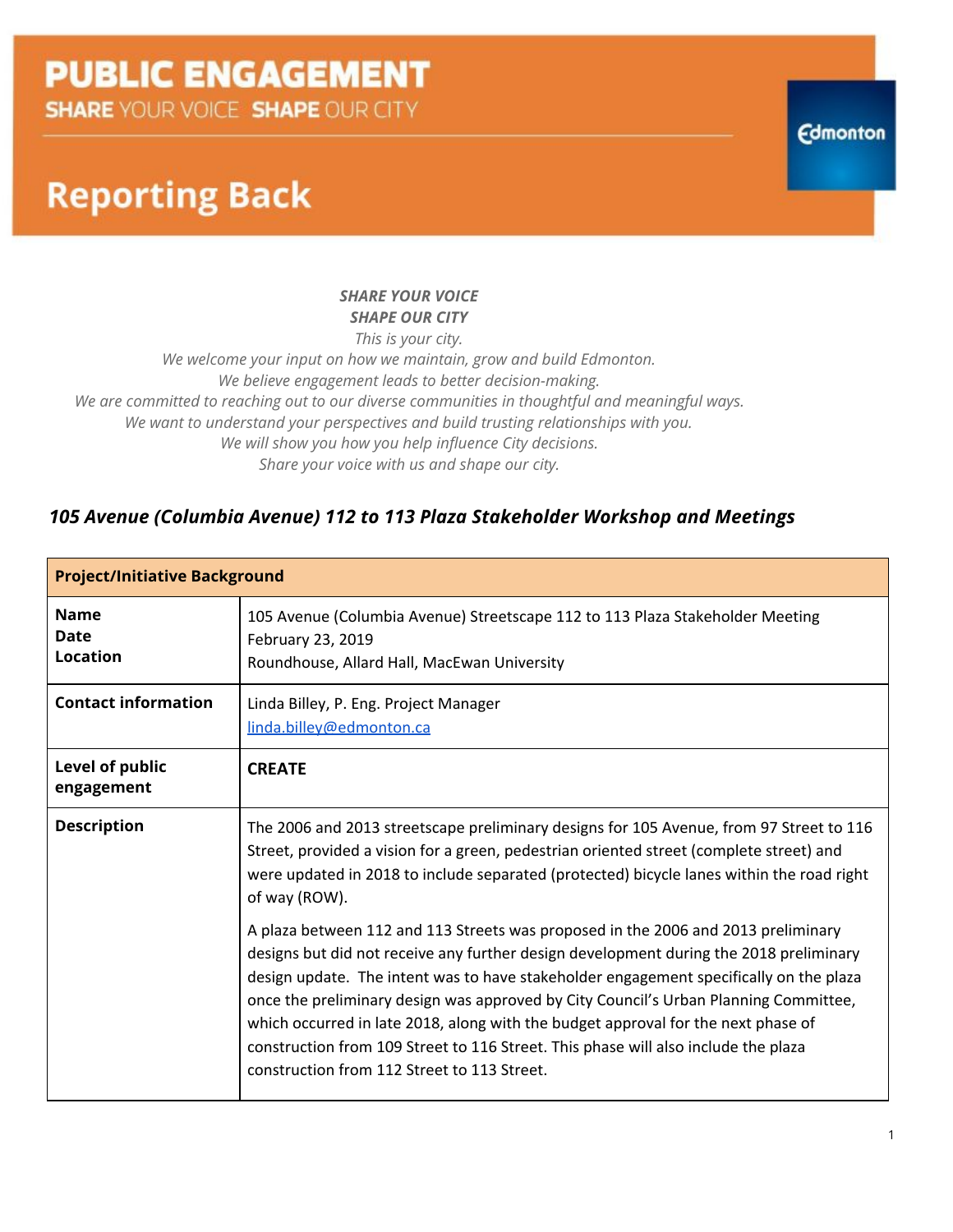# PUBLIC ENGAGEMENT

**SHARE** YOUR VOICE **SHAPE** OUR CITY

## Reporting Back

***SHARE YOUR VOICE***
***SHAPE OUR CITY***
*This is your city.*
*We welcome your input on how we maintain, grow and build Edmonton.*
*We believe engagement leads to better decision-making.*
*We are committed to reaching out to our diverse communities in thoughtful and meaningful ways.*
*We want to understand your perspectives and build trusting relationships with you.*
*We will show you how you help influence City decisions.*
*Share your voice with us and shape our city.*

### *105 Avenue (Columbia Avenue) 112 to 113 Plaza Stakeholder Workshop and Meetings*

| **Project/Initiative Background** | |
|---|---|
| **Name**<br>**Date**<br>**Location** | 105 Avenue (Columbia Avenue) Streetscape 112 to 113 Plaza Stakeholder Meeting<br>February 23, 2019<br>Roundhouse, Allard Hall, MacEwan University |
| **Contact information** | Linda Billey, P. Eng. Project Manager<br>linda.billey@edmonton.ca |
| **Level of public engagement** | **CREATE** |
| **Description** | The 2006 and 2013 streetscape preliminary designs for 105 Avenue, from 97 Street to 116 Street, provided a vision for a green, pedestrian oriented street (complete street) and were updated in 2018 to include separated (protected) bicycle lanes within the road right of way (ROW).<br><br>A plaza between 112 and 113 Streets was proposed in the 2006 and 2013 preliminary designs but did not receive any further design development during the 2018 preliminary design update. The intent was to have stakeholder engagement specifically on the plaza once the preliminary design was approved by City Council's Urban Planning Committee, which occurred in late 2018, along with the budget approval for the next phase of construction from 109 Street to 116 Street. This phase will also include the plaza construction from 112 Street to 113 Street. |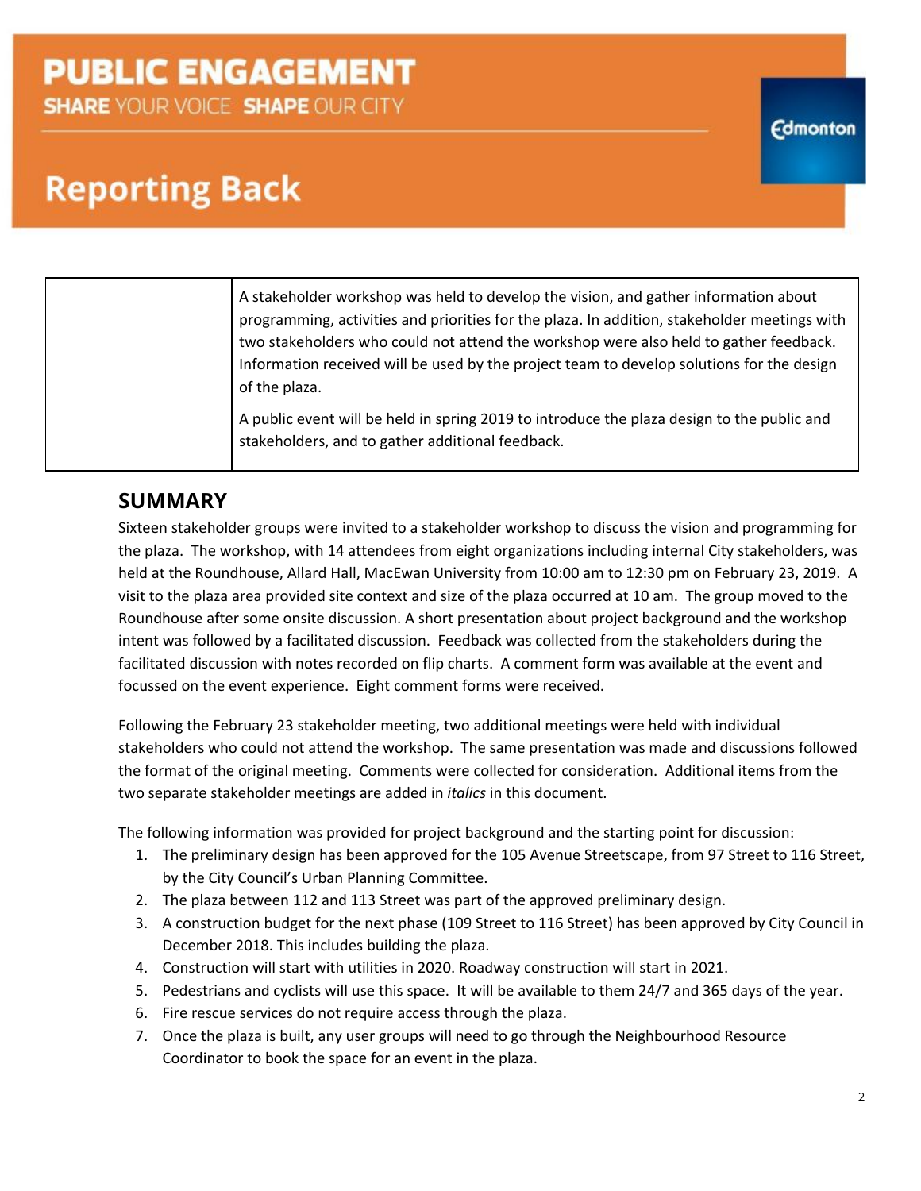# PUBLIC ENGAGEMENT

**SHARE** YOUR VOICE **SHAPE** OUR CITY

# Reporting Back

| | |
|---|---|
| | A stakeholder workshop was held to develop the vision, and gather information about programming, activities and priorities for the plaza. In addition, stakeholder meetings with two stakeholders who could not attend the workshop were also held to gather feedback. Information received will be used by the project team to develop solutions for the design of the plaza. <br><br> A public event will be held in spring 2019 to introduce the plaza design to the public and stakeholders, and to gather additional feedback. |

## SUMMARY

Sixteen stakeholder groups were invited to a stakeholder workshop to discuss the vision and programming for the plaza. The workshop, with 14 attendees from eight organizations including internal City stakeholders, was held at the Roundhouse, Allard Hall, MacEwan University from 10:00 am to 12:30 pm on February 23, 2019. A visit to the plaza area provided site context and size of the plaza occurred at 10 am. The group moved to the Roundhouse after some onsite discussion. A short presentation about project background and the workshop intent was followed by a facilitated discussion. Feedback was collected from the stakeholders during the facilitated discussion with notes recorded on flip charts. A comment form was available at the event and focussed on the event experience. Eight comment forms were received.

Following the February 23 stakeholder meeting, two additional meetings were held with individual stakeholders who could not attend the workshop. The same presentation was made and discussions followed the format of the original meeting. Comments were collected for consideration. Additional items from the two separate stakeholder meetings are added in *italics* in this document.

The following information was provided for project background and the starting point for discussion:

1. The preliminary design has been approved for the 105 Avenue Streetscape, from 97 Street to 116 Street, by the City Council's Urban Planning Committee.
2. The plaza between 112 and 113 Street was part of the approved preliminary design.
3. A construction budget for the next phase (109 Street to 116 Street) has been approved by City Council in December 2018. This includes building the plaza.
4. Construction will start with utilities in 2020. Roadway construction will start in 2021.
5. Pedestrians and cyclists will use this space. It will be available to them 24/7 and 365 days of the year.
6. Fire rescue services do not require access through the plaza.
7. Once the plaza is built, any user groups will need to go through the Neighbourhood Resource Coordinator to book the space for an event in the plaza.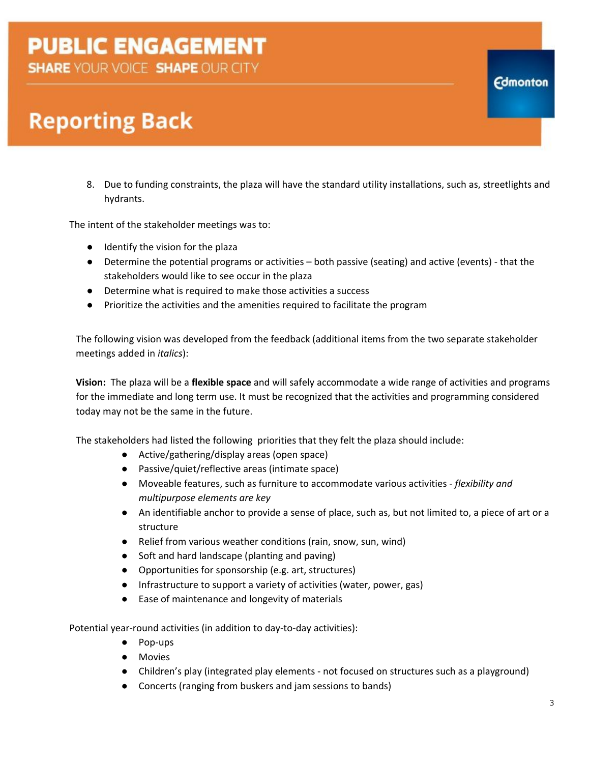8. Due to funding constraints, the plaza will have the standard utility installations, such as, streetlights and hydrants.

The intent of the stakeholder meetings was to:

- Identify the vision for the plaza
- Determine the potential programs or activities – both passive (seating) and active (events) - that the stakeholders would like to see occur in the plaza
- Determine what is required to make those activities a success
- Prioritize the activities and the amenities required to facilitate the program

The following vision was developed from the feedback (additional items from the two separate stakeholder meetings added in *italics*):

**Vision:** The plaza will be a **flexible space** and will safely accommodate a wide range of activities and programs for the immediate and long term use. It must be recognized that the activities and programming considered today may not be the same in the future.

The stakeholders had listed the following priorities that they felt the plaza should include:

- Active/gathering/display areas (open space)
- Passive/quiet/reflective areas (intimate space)
- Moveable features, such as furniture to accommodate various activities - *flexibility and multipurpose elements are key*
- An identifiable anchor to provide a sense of place, such as, but not limited to, a piece of art or a structure
- Relief from various weather conditions (rain, snow, sun, wind)
- Soft and hard landscape (planting and paving)
- Opportunities for sponsorship (e.g. art, structures)
- Infrastructure to support a variety of activities (water, power, gas)
- Ease of maintenance and longevity of materials

Potential year-round activities (in addition to day-to-day activities):

- Pop-ups
- Movies
- Children's play (integrated play elements - not focused on structures such as a playground)
- Concerts (ranging from buskers and jam sessions to bands)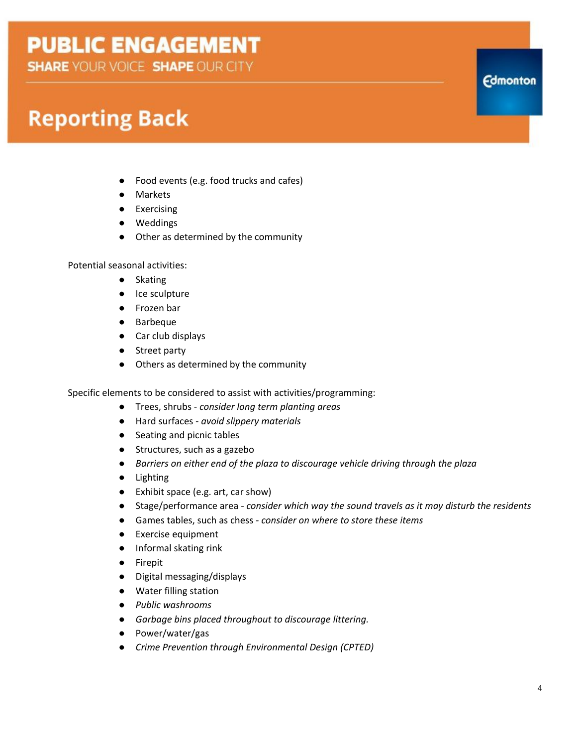- Food events (e.g. food trucks and cafes)
- Markets
- Exercising
- Weddings
- Other as determined by the community

Potential seasonal activities:

- Skating
- Ice sculpture
- Frozen bar
- Barbeque
- Car club displays
- Street party
- Others as determined by the community

Specific elements to be considered to assist with activities/programming:

- Trees, shrubs - *consider long term planting areas*
- Hard surfaces - *avoid slippery materials*
- Seating and picnic tables
- Structures, such as a gazebo
- *Barriers on either end of the plaza to discourage vehicle driving through the plaza*
- Lighting
- Exhibit space (e.g. art, car show)
- Stage/performance area - *consider which way the sound travels as it may disturb the residents*
- Games tables, such as chess - *consider on where to store these items*
- Exercise equipment
- Informal skating rink
- Firepit
- Digital messaging/displays
- Water filling station
- *Public washrooms*
- *Garbage bins placed throughout to discourage littering.*
- Power/water/gas
- *Crime Prevention through Environmental Design (CPTED)*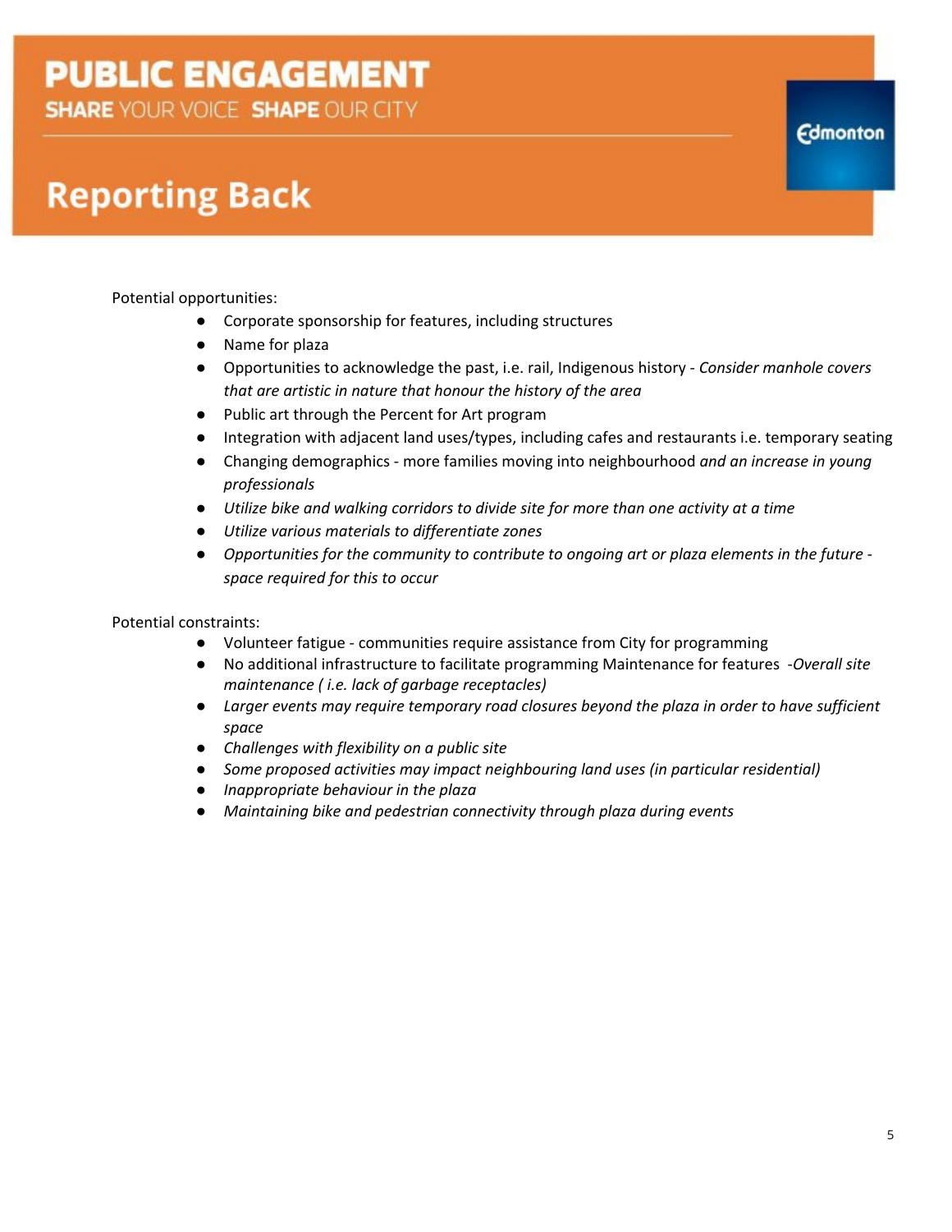Potential opportunities:

- Corporate sponsorship for features, including structures
- Name for plaza
- Opportunities to acknowledge the past, i.e. rail, Indigenous history - *Consider manhole covers that are artistic in nature that honour the history of the area*
- Public art through the Percent for Art program
- Integration with adjacent land uses/types, including cafes and restaurants i.e. temporary seating
- Changing demographics - more families moving into neighbourhood *and an increase in young professionals*
- *Utilize bike and walking corridors to divide site for more than one activity at a time*
- *Utilize various materials to differentiate zones*
- *Opportunities for the community to contribute to ongoing art or plaza elements in the future - space required for this to occur*

Potential constraints:

- Volunteer fatigue - communities require assistance from City for programming
- No additional infrastructure to facilitate programming Maintenance for features -*Overall site maintenance ( i.e. lack of garbage receptacles)*
- *Larger events may require temporary road closures beyond the plaza in order to have sufficient space*
- *Challenges with flexibility on a public site*
- *Some proposed activities may impact neighbouring land uses (in particular residential)*
- *Inappropriate behaviour in the plaza*
- *Maintaining bike and pedestrian connectivity through plaza during events*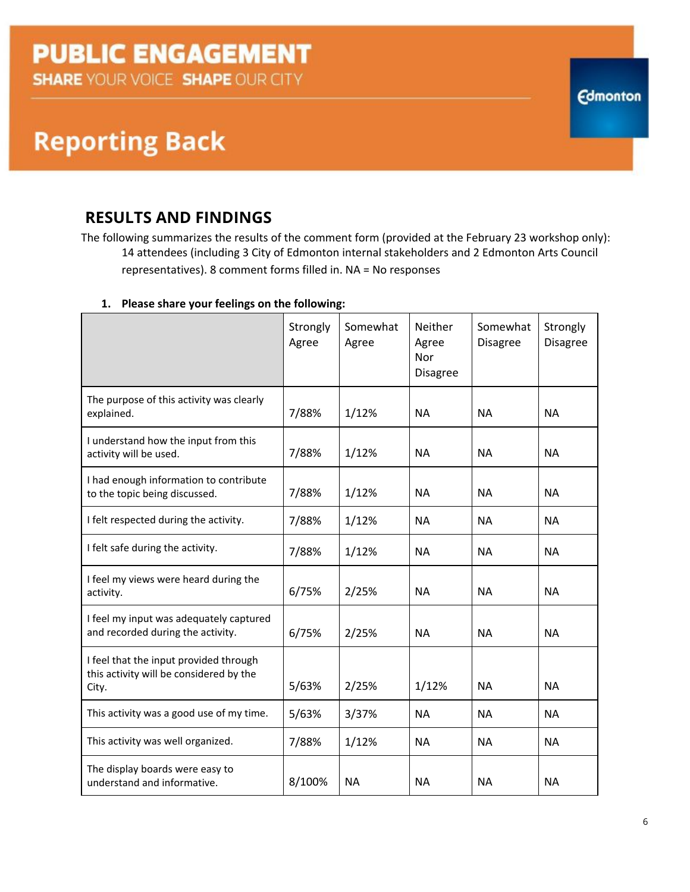# PUBLIC ENGAGEMENT

**SHARE** YOUR VOICE **SHAPE** OUR CITY

Edmonton

# Reporting Back

## RESULTS AND FINDINGS

The following summarizes the results of the comment form (provided at the February 23 workshop only):

14 attendees (including 3 City of Edmonton internal stakeholders and 2 Edmonton Arts Council representatives). 8 comment forms filled in. NA = No responses

**1. Please share your feelings on the following:**

| | Strongly Agree | Somewhat Agree | Neither Agree Nor Disagree | Somewhat Disagree | Strongly Disagree |
|---|---|---|---|---|---|
| The purpose of this activity was clearly explained. | 7/88% | 1/12% | NA | NA | NA |
| I understand how the input from this activity will be used. | 7/88% | 1/12% | NA | NA | NA |
| I had enough information to contribute to the topic being discussed. | 7/88% | 1/12% | NA | NA | NA |
| I felt respected during the activity. | 7/88% | 1/12% | NA | NA | NA |
| I felt safe during the activity. | 7/88% | 1/12% | NA | NA | NA |
| I feel my views were heard during the activity. | 6/75% | 2/25% | NA | NA | NA |
| I feel my input was adequately captured and recorded during the activity. | 6/75% | 2/25% | NA | NA | NA |
| I feel that the input provided through this activity will be considered by the City. | 5/63% | 2/25% | 1/12% | NA | NA |
| This activity was a good use of my time. | 5/63% | 3/37% | NA | NA | NA |
| This activity was well organized. | 7/88% | 1/12% | NA | NA | NA |
| The display boards were easy to understand and informative. | 8/100% | NA | NA | NA | NA |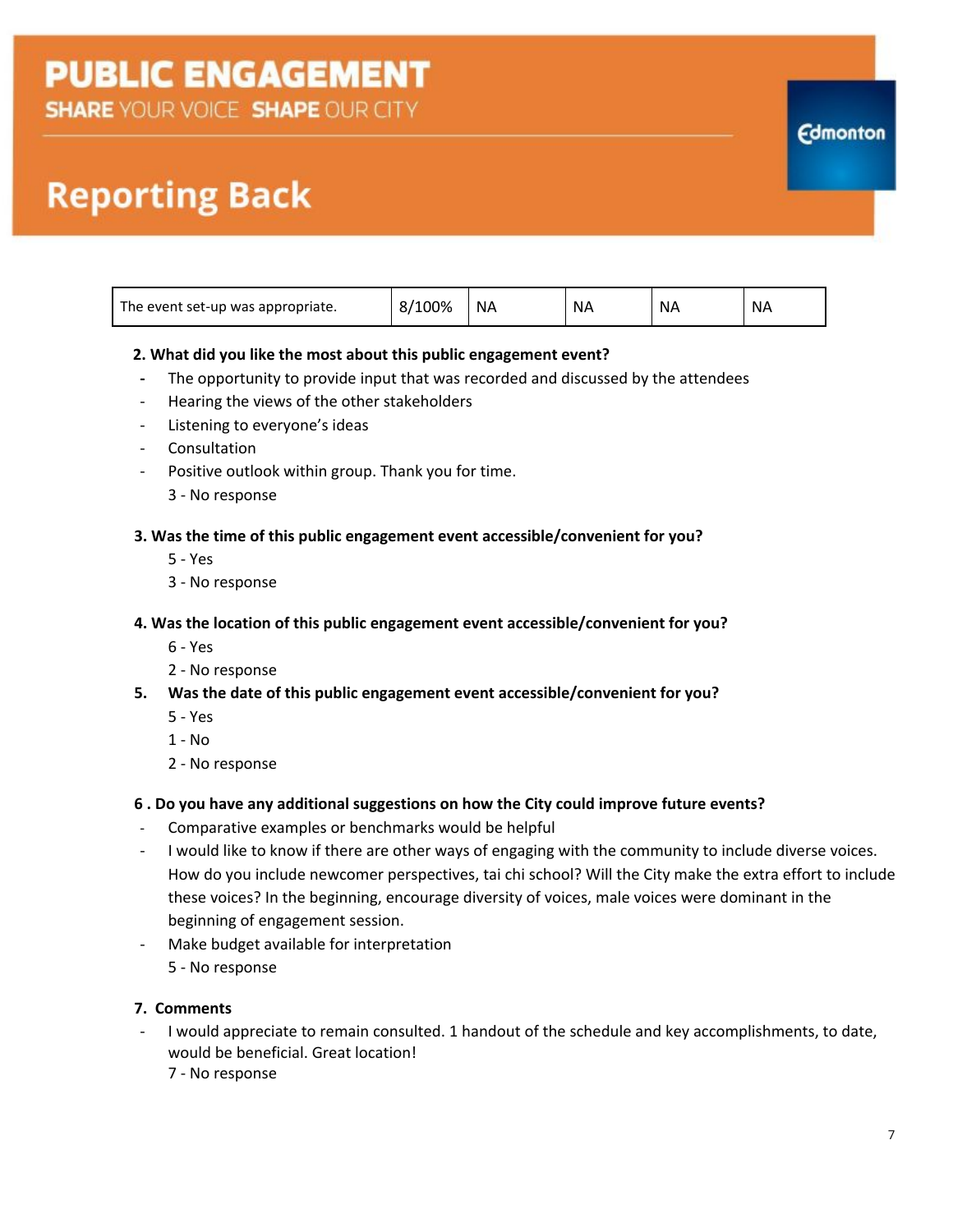| The event set-up was appropriate. | 8/100% | NA | NA | NA | NA |
|---|---|---|---|---|---|

**2. What did you like the most about this public engagement event?**

- The opportunity to provide input that was recorded and discussed by the attendees
- Hearing the views of the other stakeholders
- Listening to everyone's ideas
- Consultation
- Positive outlook within group. Thank you for time.

  3 - No response

**3. Was the time of this public engagement event accessible/convenient for you?**

5 - Yes
3 - No response

**4. Was the location of this public engagement event accessible/convenient for you?**

6 - Yes
2 - No response

**5. Was the date of this public engagement event accessible/convenient for you?**

5 - Yes
1 - No
2 - No response

**6 . Do you have any additional suggestions on how the City could improve future events?**

- Comparative examples or benchmarks would be helpful
- I would like to know if there are other ways of engaging with the community to include diverse voices. How do you include newcomer perspectives, tai chi school? Will the City make the extra effort to include these voices? In the beginning, encourage diversity of voices, male voices were dominant in the beginning of engagement session.
- Make budget available for interpretation

  5 - No response

**7. Comments**

- I would appreciate to remain consulted. 1 handout of the schedule and key accomplishments, to date, would be beneficial. Great location!

  7 - No response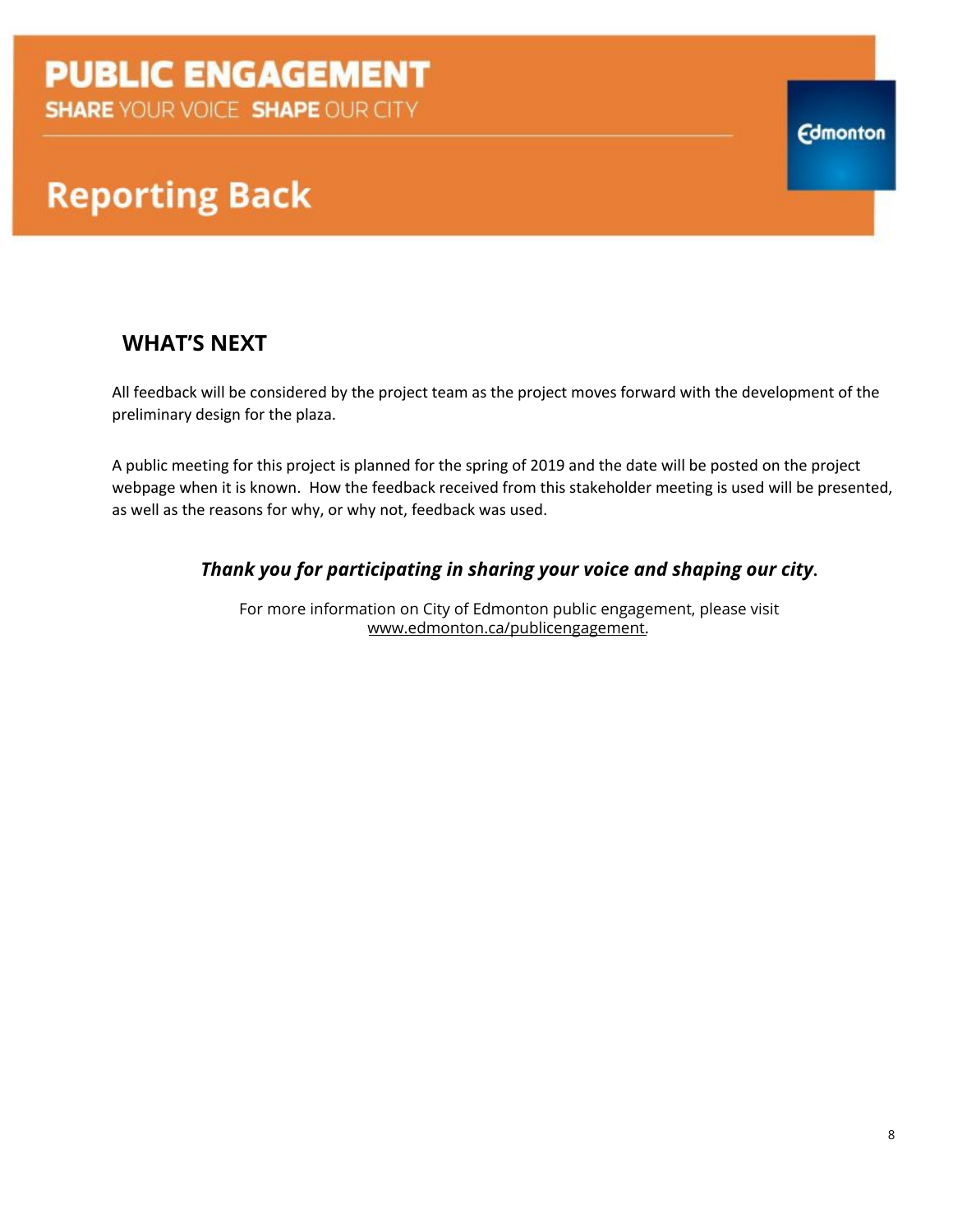# PUBLIC ENGAGEMENT

**SHARE** YOUR VOICE **SHAPE** OUR CITY

Edmonton

# Reporting Back

## WHAT'S NEXT

All feedback will be considered by the project team as the project moves forward with the development of the preliminary design for the plaza.

A public meeting for this project is planned for the spring of 2019 and the date will be posted on the project webpage when it is known. How the feedback received from this stakeholder meeting is used will be presented, as well as the reasons for why, or why not, feedback was used.

***Thank you for participating in sharing your voice and shaping our city*.**

For more information on City of Edmonton public engagement, please visit www.edmonton.ca/publicengagement.